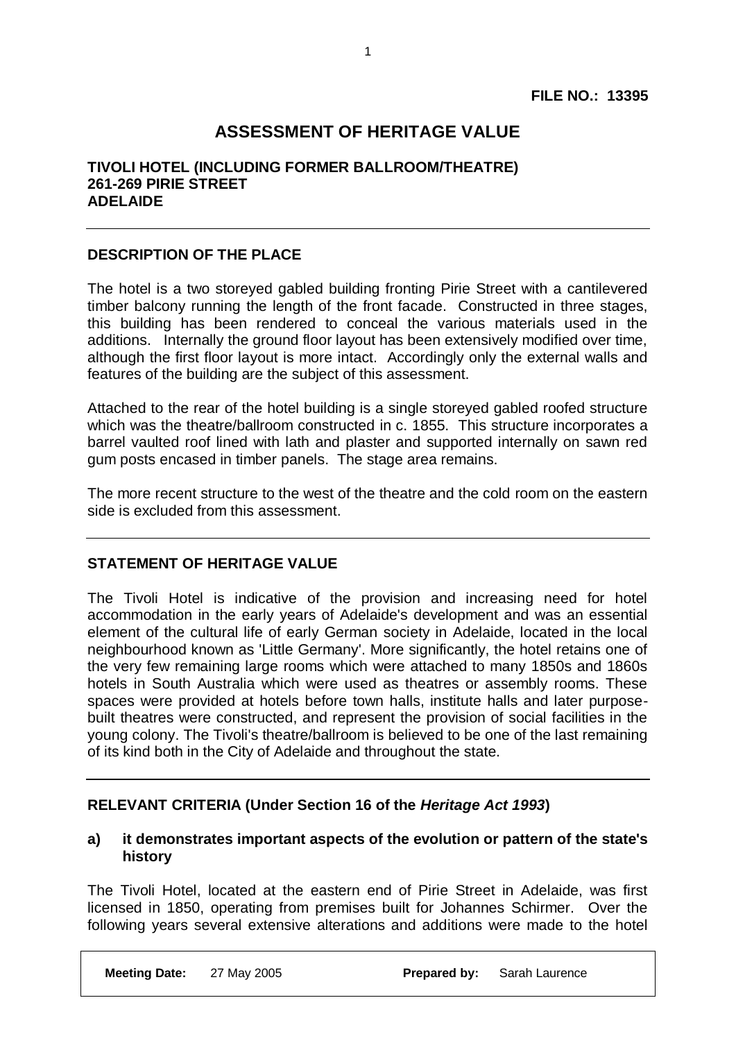**FILE NO.: 13395**

# ASSESSMENT OF HERITAGE VALUE

**TIVOLI HOTEL (INCLUDING FORMER BALLROOM/THEATRE)**
**261-269 PIRIE STREET**
**ADELAIDE**

---

## DESCRIPTION OF THE PLACE

The hotel is a two storeyed gabled building fronting Pirie Street with a cantilevered timber balcony running the length of the front facade. Constructed in three stages, this building has been rendered to conceal the various materials used in the additions. Internally the ground floor layout has been extensively modified over time, although the first floor layout is more intact. Accordingly only the external walls and features of the building are the subject of this assessment.

Attached to the rear of the hotel building is a single storeyed gabled roofed structure which was the theatre/ballroom constructed in c. 1855. This structure incorporates a barrel vaulted roof lined with lath and plaster and supported internally on sawn red gum posts encased in timber panels. The stage area remains.

The more recent structure to the west of the theatre and the cold room on the eastern side is excluded from this assessment.

---

## STATEMENT OF HERITAGE VALUE

The Tivoli Hotel is indicative of the provision and increasing need for hotel accommodation in the early years of Adelaide's development and was an essential element of the cultural life of early German society in Adelaide, located in the local neighbourhood known as 'Little Germany'. More significantly, the hotel retains one of the very few remaining large rooms which were attached to many 1850s and 1860s hotels in South Australia which were used as theatres or assembly rooms. These spaces were provided at hotels before town halls, institute halls and later purpose-built theatres were constructed, and represent the provision of social facilities in the young colony. The Tivoli's theatre/ballroom is believed to be one of the last remaining of its kind both in the City of Adelaide and throughout the state.

---

## RELEVANT CRITERIA (Under Section 16 of the *Heritage Act 1993*)

### a) it demonstrates important aspects of the evolution or pattern of the state's history

The Tivoli Hotel, located at the eastern end of Pirie Street in Adelaide, was first licensed in 1850, operating from premises built for Johannes Schirmer. Over the following years several extensive alterations and additions were made to the hotel

| **Meeting Date:** 27 May 2005 | **Prepared by:** Sarah Laurence |
| --- | --- |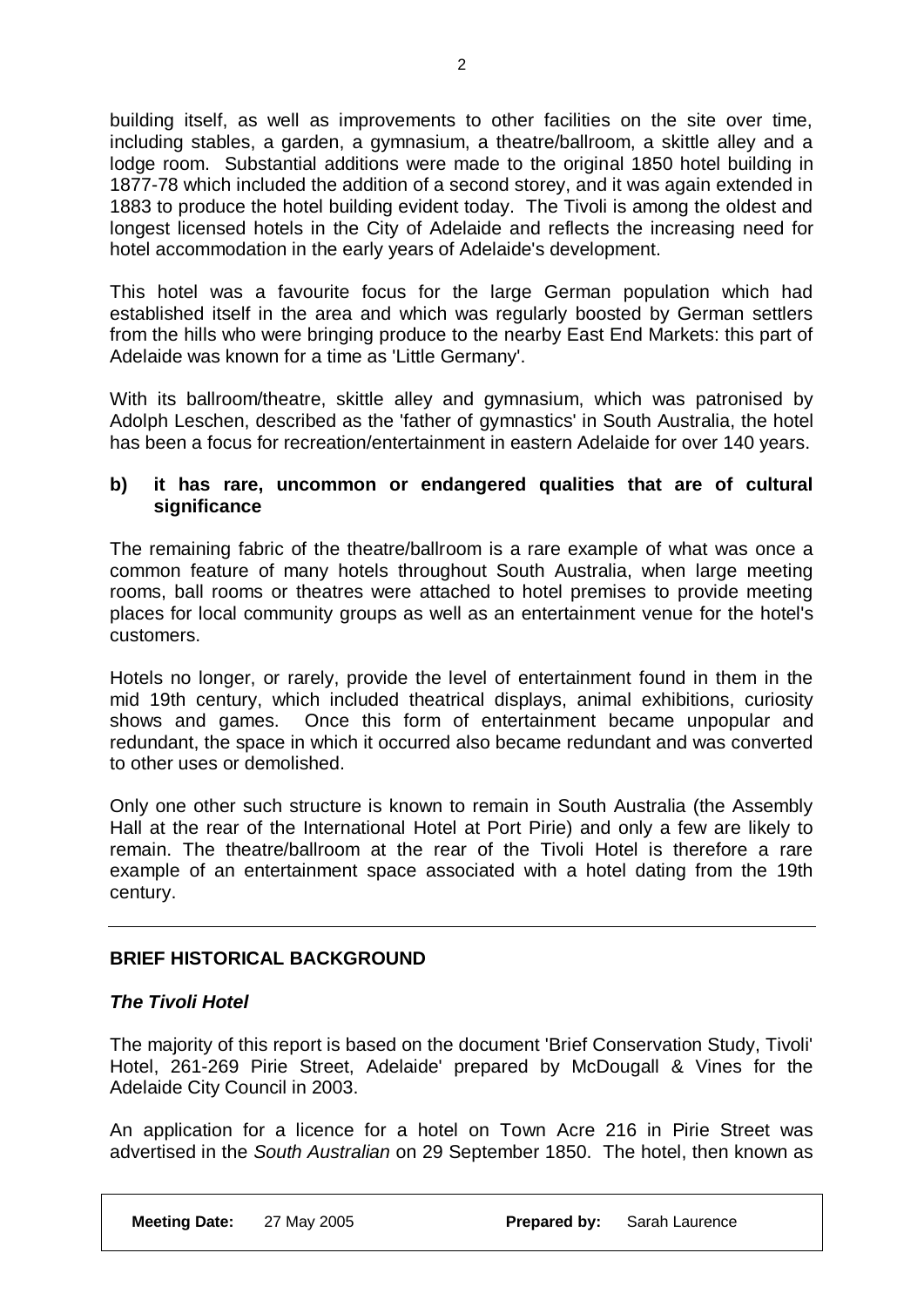building itself, as well as improvements to other facilities on the site over time, including stables, a garden, a gymnasium, a theatre/ballroom, a skittle alley and a lodge room. Substantial additions were made to the original 1850 hotel building in 1877-78 which included the addition of a second storey, and it was again extended in 1883 to produce the hotel building evident today. The Tivoli is among the oldest and longest licensed hotels in the City of Adelaide and reflects the increasing need for hotel accommodation in the early years of Adelaide's development.

This hotel was a favourite focus for the large German population which had established itself in the area and which was regularly boosted by German settlers from the hills who were bringing produce to the nearby East End Markets: this part of Adelaide was known for a time as 'Little Germany'.

With its ballroom/theatre, skittle alley and gymnasium, which was patronised by Adolph Leschen, described as the 'father of gymnastics' in South Australia, the hotel has been a focus for recreation/entertainment in eastern Adelaide for over 140 years.

**b) it has rare, uncommon or endangered qualities that are of cultural significance**

The remaining fabric of the theatre/ballroom is a rare example of what was once a common feature of many hotels throughout South Australia, when large meeting rooms, ball rooms or theatres were attached to hotel premises to provide meeting places for local community groups as well as an entertainment venue for the hotel's customers.

Hotels no longer, or rarely, provide the level of entertainment found in them in the mid 19th century, which included theatrical displays, animal exhibitions, curiosity shows and games. Once this form of entertainment became unpopular and redundant, the space in which it occurred also became redundant and was converted to other uses or demolished.

Only one other such structure is known to remain in South Australia (the Assembly Hall at the rear of the International Hotel at Port Pirie) and only a few are likely to remain. The theatre/ballroom at the rear of the Tivoli Hotel is therefore a rare example of an entertainment space associated with a hotel dating from the 19th century.

---

## BRIEF HISTORICAL BACKGROUND

### *The Tivoli Hotel*

The majority of this report is based on the document 'Brief Conservation Study, Tivoli' Hotel, 261-269 Pirie Street, Adelaide' prepared by McDougall & Vines for the Adelaide City Council in 2003.

An application for a licence for a hotel on Town Acre 216 in Pirie Street was advertised in the *South Australian* on 29 September 1850. The hotel, then known as

| **Meeting Date:** 27 May 2005 | **Prepared by:** Sarah Laurence |
| --- | --- |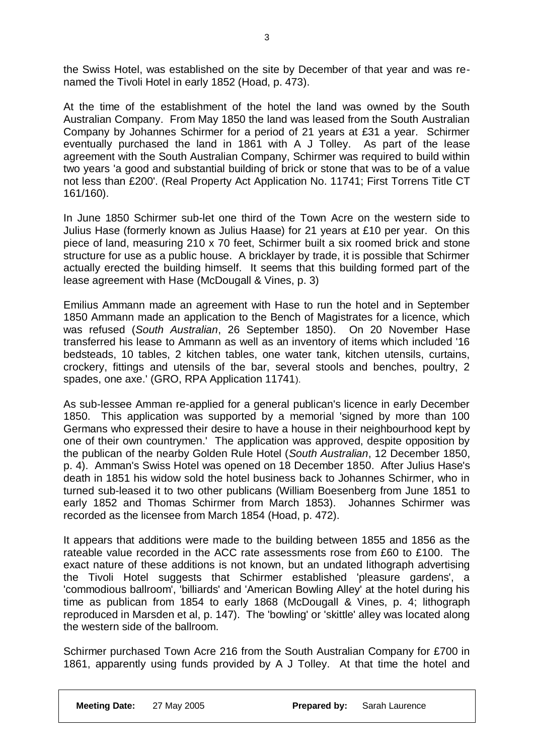the Swiss Hotel, was established on the site by December of that year and was re-named the Tivoli Hotel in early 1852 (Hoad, p. 473).

At the time of the establishment of the hotel the land was owned by the South Australian Company. From May 1850 the land was leased from the South Australian Company by Johannes Schirmer for a period of 21 years at £31 a year. Schirmer eventually purchased the land in 1861 with A J Tolley. As part of the lease agreement with the South Australian Company, Schirmer was required to build within two years 'a good and substantial building of brick or stone that was to be of a value not less than £200'. (Real Property Act Application No. 11741; First Torrens Title CT 161/160).

In June 1850 Schirmer sub-let one third of the Town Acre on the western side to Julius Hase (formerly known as Julius Haase) for 21 years at £10 per year. On this piece of land, measuring 210 x 70 feet, Schirmer built a six roomed brick and stone structure for use as a public house. A bricklayer by trade, it is possible that Schirmer actually erected the building himself. It seems that this building formed part of the lease agreement with Hase (McDougall & Vines, p. 3)

Emilius Ammann made an agreement with Hase to run the hotel and in September 1850 Ammann made an application to the Bench of Magistrates for a licence, which was refused (*South Australian*, 26 September 1850). On 20 November Hase transferred his lease to Ammann as well as an inventory of items which included '16 bedsteads, 10 tables, 2 kitchen tables, one water tank, kitchen utensils, curtains, crockery, fittings and utensils of the bar, several stools and benches, poultry, 2 spades, one axe.' (GRO, RPA Application 11741).

As sub-lessee Amman re-applied for a general publican's licence in early December 1850. This application was supported by a memorial 'signed by more than 100 Germans who expressed their desire to have a house in their neighbourhood kept by one of their own countrymen.' The application was approved, despite opposition by the publican of the nearby Golden Rule Hotel (*South Australian*, 12 December 1850, p. 4). Amman's Swiss Hotel was opened on 18 December 1850. After Julius Hase's death in 1851 his widow sold the hotel business back to Johannes Schirmer, who in turned sub-leased it to two other publicans (William Boesenberg from June 1851 to early 1852 and Thomas Schirmer from March 1853). Johannes Schirmer was recorded as the licensee from March 1854 (Hoad, p. 472).

It appears that additions were made to the building between 1855 and 1856 as the rateable value recorded in the ACC rate assessments rose from £60 to £100. The exact nature of these additions is not known, but an undated lithograph advertising the Tivoli Hotel suggests that Schirmer established 'pleasure gardens', a 'commodious ballroom', 'billiards' and 'American Bowling Alley' at the hotel during his time as publican from 1854 to early 1868 (McDougall & Vines, p. 4; lithograph reproduced in Marsden et al, p. 147). The 'bowling' or 'skittle' alley was located along the western side of the ballroom.

Schirmer purchased Town Acre 216 from the South Australian Company for £700 in 1861, apparently using funds provided by A J Tolley. At that time the hotel and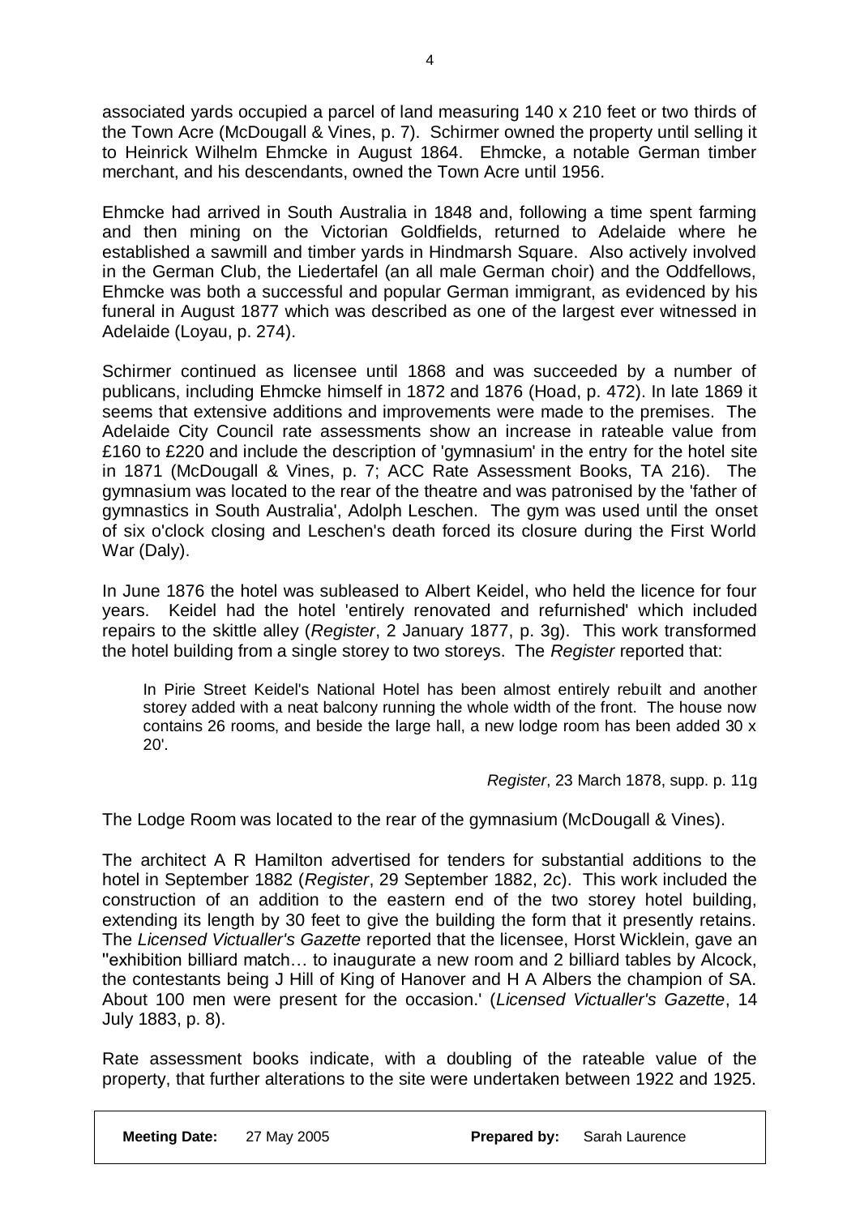associated yards occupied a parcel of land measuring 140 x 210 feet or two thirds of the Town Acre (McDougall & Vines, p. 7). Schirmer owned the property until selling it to Heinrick Wilhelm Ehmcke in August 1864. Ehmcke, a notable German timber merchant, and his descendants, owned the Town Acre until 1956.

Ehmcke had arrived in South Australia in 1848 and, following a time spent farming and then mining on the Victorian Goldfields, returned to Adelaide where he established a sawmill and timber yards in Hindmarsh Square. Also actively involved in the German Club, the Liedertafel (an all male German choir) and the Oddfellows, Ehmcke was both a successful and popular German immigrant, as evidenced by his funeral in August 1877 which was described as one of the largest ever witnessed in Adelaide (Loyau, p. 274).

Schirmer continued as licensee until 1868 and was succeeded by a number of publicans, including Ehmcke himself in 1872 and 1876 (Hoad, p. 472). In late 1869 it seems that extensive additions and improvements were made to the premises. The Adelaide City Council rate assessments show an increase in rateable value from £160 to £220 and include the description of 'gymnasium' in the entry for the hotel site in 1871 (McDougall & Vines, p. 7; ACC Rate Assessment Books, TA 216). The gymnasium was located to the rear of the theatre and was patronised by the 'father of gymnastics in South Australia', Adolph Leschen. The gym was used until the onset of six o'clock closing and Leschen's death forced its closure during the First World War (Daly).

In June 1876 the hotel was subleased to Albert Keidel, who held the licence for four years. Keidel had the hotel 'entirely renovated and refurnished' which included repairs to the skittle alley (*Register*, 2 January 1877, p. 3g). This work transformed the hotel building from a single storey to two storeys. The *Register* reported that:

> In Pirie Street Keidel's National Hotel has been almost entirely rebuilt and another storey added with a neat balcony running the whole width of the front. The house now contains 26 rooms, and beside the large hall, a new lodge room has been added 30 x 20'.
>
> *Register*, 23 March 1878, supp. p. 11g

The Lodge Room was located to the rear of the gymnasium (McDougall & Vines).

The architect A R Hamilton advertised for tenders for substantial additions to the hotel in September 1882 (*Register*, 29 September 1882, 2c). This work included the construction of an addition to the eastern end of the two storey hotel building, extending its length by 30 feet to give the building the form that it presently retains. The *Licensed Victualler's Gazette* reported that the licensee, Horst Wicklein, gave an "exhibition billiard match… to inaugurate a new room and 2 billiard tables by Alcock, the contestants being J Hill of King of Hanover and H A Albers the champion of SA. About 100 men were present for the occasion.' (*Licensed Victualler's Gazette*, 14 July 1883, p. 8).

Rate assessment books indicate, with a doubling of the rateable value of the property, that further alterations to the site were undertaken between 1922 and 1925.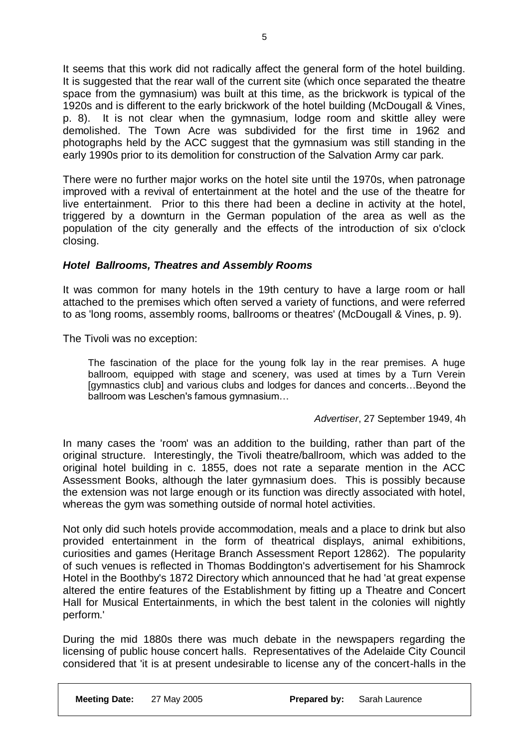It seems that this work did not radically affect the general form of the hotel building. It is suggested that the rear wall of the current site (which once separated the theatre space from the gymnasium) was built at this time, as the brickwork is typical of the 1920s and is different to the early brickwork of the hotel building (McDougall & Vines, p. 8). It is not clear when the gymnasium, lodge room and skittle alley were demolished. The Town Acre was subdivided for the first time in 1962 and photographs held by the ACC suggest that the gymnasium was still standing in the early 1990s prior to its demolition for construction of the Salvation Army car park.

There were no further major works on the hotel site until the 1970s, when patronage improved with a revival of entertainment at the hotel and the use of the theatre for live entertainment. Prior to this there had been a decline in activity at the hotel, triggered by a downturn in the German population of the area as well as the population of the city generally and the effects of the introduction of six o'clock closing.

### *Hotel Ballrooms, Theatres and Assembly Rooms*

It was common for many hotels in the 19th century to have a large room or hall attached to the premises which often served a variety of functions, and were referred to as 'long rooms, assembly rooms, ballrooms or theatres' (McDougall & Vines, p. 9).

The Tivoli was no exception:

> The fascination of the place for the young folk lay in the rear premises. A huge ballroom, equipped with stage and scenery, was used at times by a Turn Verein [gymnastics club] and various clubs and lodges for dances and concerts…Beyond the ballroom was Leschen's famous gymnasium…
>
> *Advertiser*, 27 September 1949, 4h

In many cases the 'room' was an addition to the building, rather than part of the original structure. Interestingly, the Tivoli theatre/ballroom, which was added to the original hotel building in c. 1855, does not rate a separate mention in the ACC Assessment Books, although the later gymnasium does. This is possibly because the extension was not large enough or its function was directly associated with hotel, whereas the gym was something outside of normal hotel activities.

Not only did such hotels provide accommodation, meals and a place to drink but also provided entertainment in the form of theatrical displays, animal exhibitions, curiosities and games (Heritage Branch Assessment Report 12862). The popularity of such venues is reflected in Thomas Boddington's advertisement for his Shamrock Hotel in the Boothby's 1872 Directory which announced that he had 'at great expense altered the entire features of the Establishment by fitting up a Theatre and Concert Hall for Musical Entertainments, in which the best talent in the colonies will nightly perform.'

During the mid 1880s there was much debate in the newspapers regarding the licensing of public house concert halls. Representatives of the Adelaide City Council considered that 'it is at present undesirable to license any of the concert-halls in the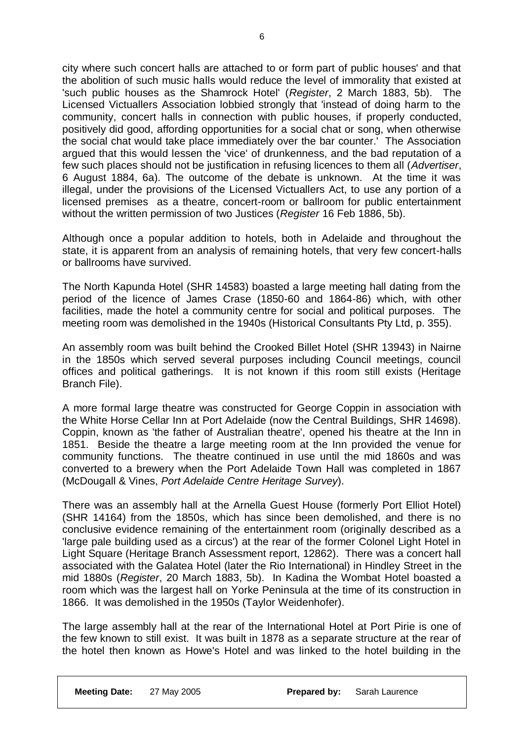city where such concert halls are attached to or form part of public houses' and that the abolition of such music halls would reduce the level of immorality that existed at 'such public houses as the Shamrock Hotel' (*Register*, 2 March 1883, 5b). The Licensed Victuallers Association lobbied strongly that 'instead of doing harm to the community, concert halls in connection with public houses, if properly conducted, positively did good, affording opportunities for a social chat or song, when otherwise the social chat would take place immediately over the bar counter.' The Association argued that this would lessen the 'vice' of drunkenness, and the bad reputation of a few such places should not be justification in refusing licences to them all (*Advertiser*, 6 August 1884, 6a). The outcome of the debate is unknown. At the time it was illegal, under the provisions of the Licensed Victuallers Act, to use any portion of a licensed premises as a theatre, concert-room or ballroom for public entertainment without the written permission of two Justices (*Register* 16 Feb 1886, 5b).

Although once a popular addition to hotels, both in Adelaide and throughout the state, it is apparent from an analysis of remaining hotels, that very few concert-halls or ballrooms have survived.

The North Kapunda Hotel (SHR 14583) boasted a large meeting hall dating from the period of the licence of James Crase (1850-60 and 1864-86) which, with other facilities, made the hotel a community centre for social and political purposes. The meeting room was demolished in the 1940s (Historical Consultants Pty Ltd, p. 355).

An assembly room was built behind the Crooked Billet Hotel (SHR 13943) in Nairne in the 1850s which served several purposes including Council meetings, council offices and political gatherings. It is not known if this room still exists (Heritage Branch File).

A more formal large theatre was constructed for George Coppin in association with the White Horse Cellar Inn at Port Adelaide (now the Central Buildings, SHR 14698). Coppin, known as 'the father of Australian theatre', opened his theatre at the Inn in 1851. Beside the theatre a large meeting room at the Inn provided the venue for community functions. The theatre continued in use until the mid 1860s and was converted to a brewery when the Port Adelaide Town Hall was completed in 1867 (McDougall & Vines, *Port Adelaide Centre Heritage Survey*).

There was an assembly hall at the Arnella Guest House (formerly Port Elliot Hotel) (SHR 14164) from the 1850s, which has since been demolished, and there is no conclusive evidence remaining of the entertainment room (originally described as a 'large pale building used as a circus') at the rear of the former Colonel Light Hotel in Light Square (Heritage Branch Assessment report, 12862). There was a concert hall associated with the Galatea Hotel (later the Rio International) in Hindley Street in the mid 1880s (*Register*, 20 March 1883, 5b). In Kadina the Wombat Hotel boasted a room which was the largest hall on Yorke Peninsula at the time of its construction in 1866. It was demolished in the 1950s (Taylor Weidenhofer).

The large assembly hall at the rear of the International Hotel at Port Pirie is one of the few known to still exist. It was built in 1878 as a separate structure at the rear of the hotel then known as Howe's Hotel and was linked to the hotel building in the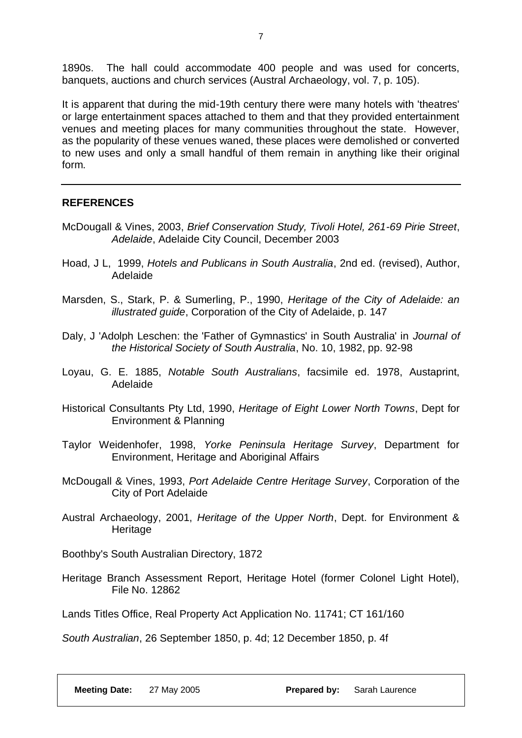1890s. The hall could accommodate 400 people and was used for concerts, banquets, auctions and church services (Austral Archaeology, vol. 7, p. 105).

It is apparent that during the mid-19th century there were many hotels with 'theatres' or large entertainment spaces attached to them and that they provided entertainment venues and meeting places for many communities throughout the state. However, as the popularity of these venues waned, these places were demolished or converted to new uses and only a small handful of them remain in anything like their original form.

---

**REFERENCES**

McDougall & Vines, 2003, *Brief Conservation Study, Tivoli Hotel, 261-69 Pirie Street, Adelaide*, Adelaide City Council, December 2003

Hoad, J L, 1999, *Hotels and Publicans in South Australia*, 2nd ed. (revised), Author, Adelaide

Marsden, S., Stark, P. & Sumerling, P., 1990, *Heritage of the City of Adelaide: an illustrated guide*, Corporation of the City of Adelaide, p. 147

Daly, J 'Adolph Leschen: the 'Father of Gymnastics' in South Australia' in *Journal of the Historical Society of South Australia*, No. 10, 1982, pp. 92-98

Loyau, G. E. 1885, *Notable South Australians*, facsimile ed. 1978, Austaprint, Adelaide

Historical Consultants Pty Ltd, 1990, *Heritage of Eight Lower North Towns*, Dept for Environment & Planning

Taylor Weidenhofer, 1998, *Yorke Peninsula Heritage Survey*, Department for Environment, Heritage and Aboriginal Affairs

McDougall & Vines, 1993, *Port Adelaide Centre Heritage Survey*, Corporation of the City of Port Adelaide

Austral Archaeology, 2001, *Heritage of the Upper North*, Dept. for Environment & Heritage

Boothby's South Australian Directory, 1872

Heritage Branch Assessment Report, Heritage Hotel (former Colonel Light Hotel), File No. 12862

Lands Titles Office, Real Property Act Application No. 11741; CT 161/160

*South Australian*, 26 September 1850, p. 4d; 12 December 1850, p. 4f

| **Meeting Date:** 27 May 2005 | **Prepared by:** Sarah Laurence |
| --- | --- |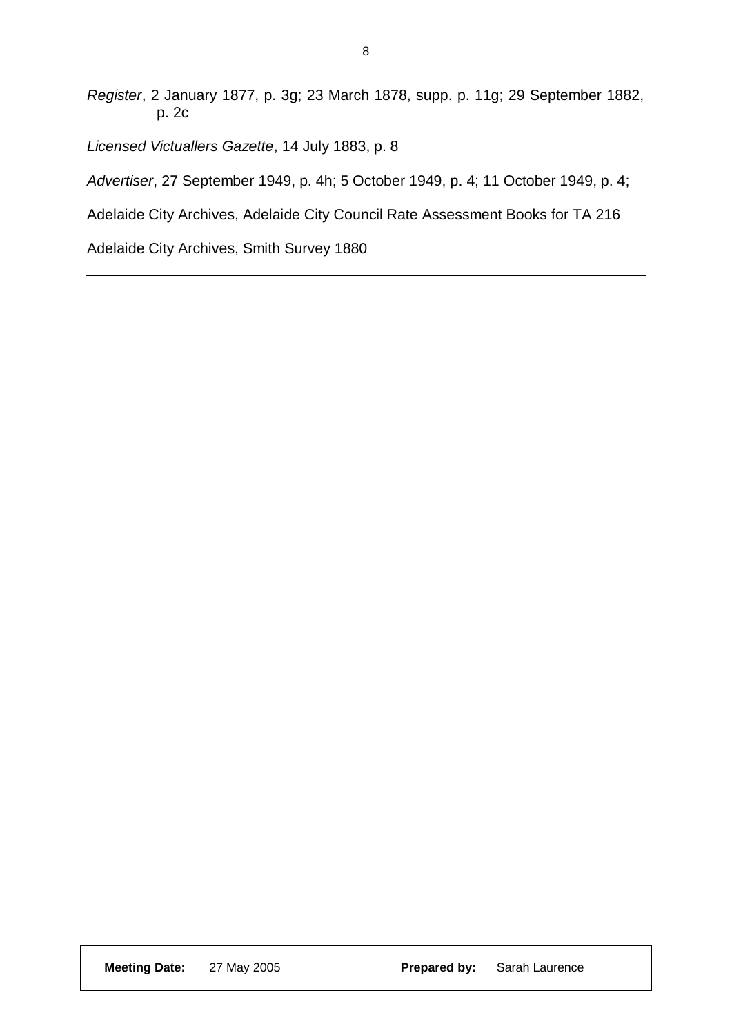*Register*, 2 January 1877, p. 3g; 23 March 1878, supp. p. 11g; 29 September 1882, p. 2c

*Licensed Victuallers Gazette*, 14 July 1883, p. 8

*Advertiser*, 27 September 1949, p. 4h; 5 October 1949, p. 4; 11 October 1949, p. 4;

Adelaide City Archives, Adelaide City Council Rate Assessment Books for TA 216

Adelaide City Archives, Smith Survey 1880

---

| **Meeting Date:** 27 May 2005 | **Prepared by:** Sarah Laurence |
|---|---|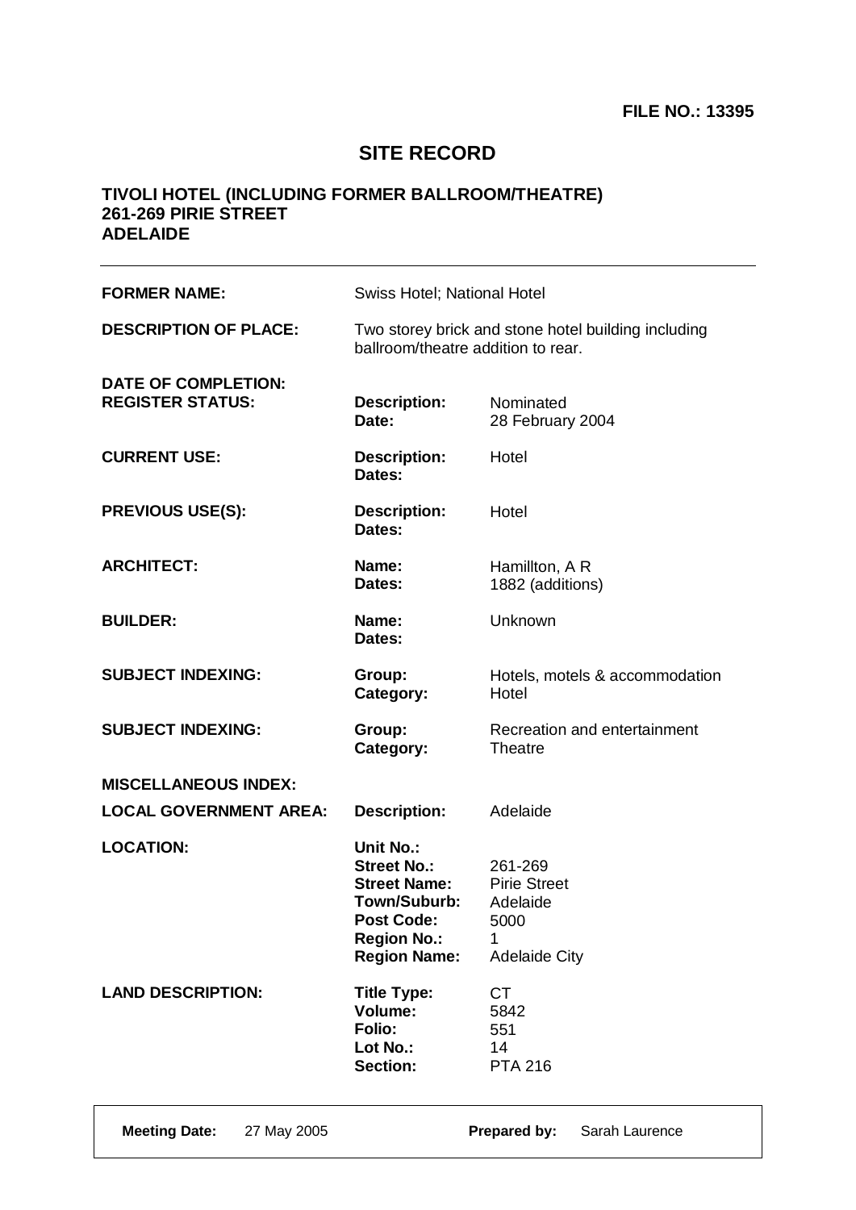**FILE NO.: 13395**

# SITE RECORD

## TIVOLI HOTEL (INCLUDING FORMER BALLROOM/THEATRE)
## 261-269 PIRIE STREET
## ADELAIDE

---

| | | |
|---|---|---|
| **FORMER NAME:** | Swiss Hotel; National Hotel | |
| **DESCRIPTION OF PLACE:** | Two storey brick and stone hotel building including ballroom/theatre addition to rear. | |
| **DATE OF COMPLETION:** | | |
| **REGISTER STATUS:** | **Description:** | Nominated |
| | **Date:** | 28 February 2004 |
| **CURRENT USE:** | **Description:** | Hotel |
| | **Dates:** | |
| **PREVIOUS USE(S):** | **Description:** | Hotel |
| | **Dates:** | |
| **ARCHITECT:** | **Name:** | Hamillton, A R |
| | **Dates:** | 1882 (additions) |
| **BUILDER:** | **Name:** | Unknown |
| | **Dates:** | |
| **SUBJECT INDEXING:** | **Group:** | Hotels, motels & accommodation |
| | **Category:** | Hotel |
| **SUBJECT INDEXING:** | **Group:** | Recreation and entertainment |
| | **Category:** | Theatre |
| **MISCELLANEOUS INDEX:** | | |
| **LOCAL GOVERNMENT AREA:** | **Description:** | Adelaide |
| **LOCATION:** | **Unit No.:** | |
| | **Street No.:** | 261-269 |
| | **Street Name:** | Pirie Street |
| | **Town/Suburb:** | Adelaide |
| | **Post Code:** | 5000 |
| | **Region No.:** | 1 |
| | **Region Name:** | Adelaide City |
| **LAND DESCRIPTION:** | **Title Type:** | CT |
| | **Volume:** | 5842 |
| | **Folio:** | 551 |
| | **Lot No.:** | 14 |
| | **Section:** | PTA 216 |

**Meeting Date:** 27 May 2005 **Prepared by:** Sarah Laurence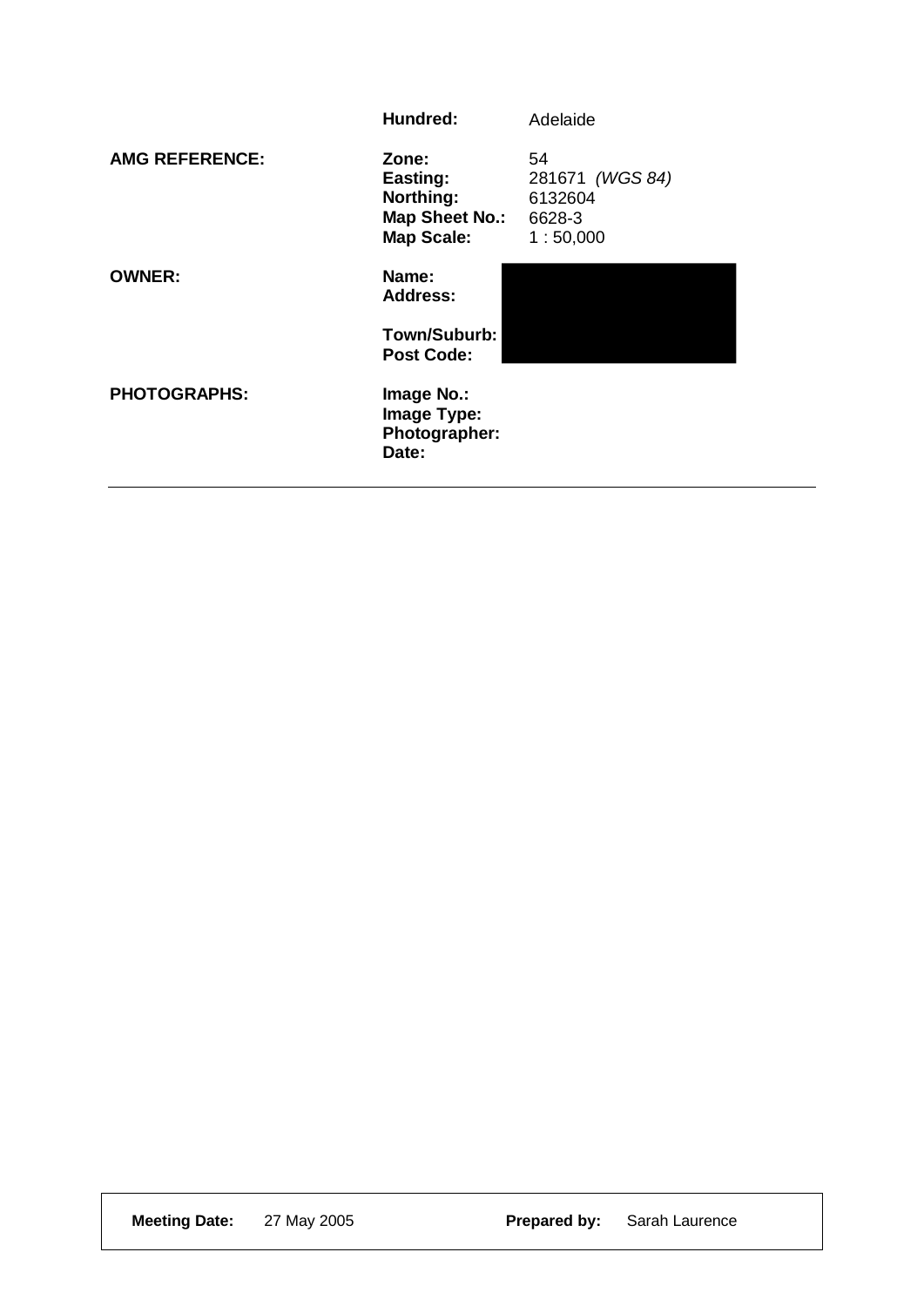| | | |
|---|---|---|
| | **Hundred:** | Adelaide |
| **AMG REFERENCE:** | **Zone:** | 54 |
| | **Easting:** | 281671 *(WGS 84)* |
| | **Northing:** | 6132604 |
| | **Map Sheet No.:** | 6628-3 |
| | **Map Scale:** | 1 : 50,000 |
| **OWNER:** | **Name:** | |
| | **Address:** | |
| | **Town/Suburb:** | |
| | **Post Code:** | |
| **PHOTOGRAPHS:** | **Image No.:** | |
| | **Image Type:** | |
| | **Photographer:** | |
| | **Date:** | |

---

**Meeting Date:** 27 May 2005 **Prepared by:** Sarah Laurence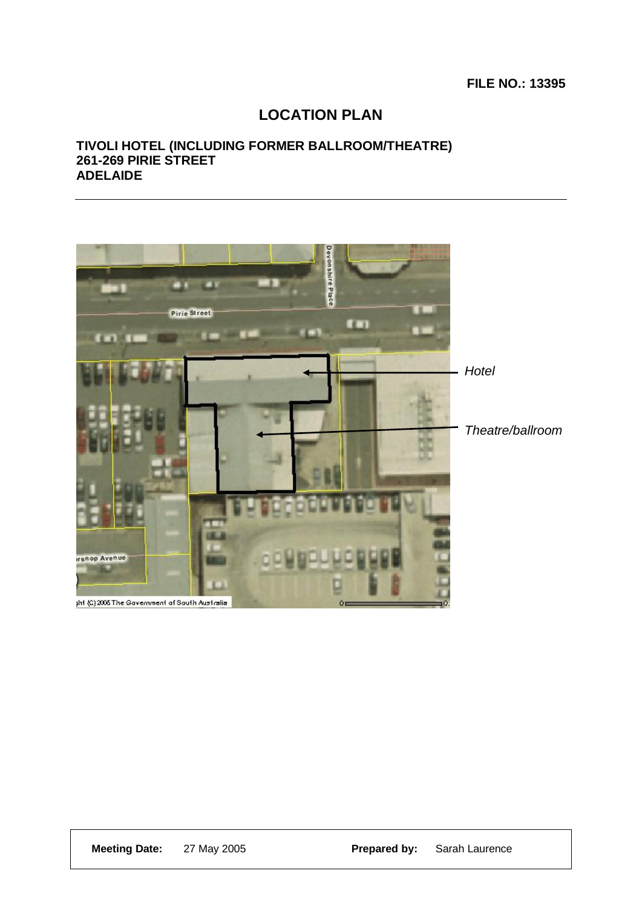**FILE NO.: 13395**

# LOCATION PLAN

**TIVOLI HOTEL (INCLUDING FORMER BALLROOM/THEATRE)**
**261-269 PIRIE STREET**
**ADELAIDE**

---

*Hotel*

*Theatre/ballroom*

| **Meeting Date:** 27 May 2005 | **Prepared by:** Sarah Laurence |
|---|---|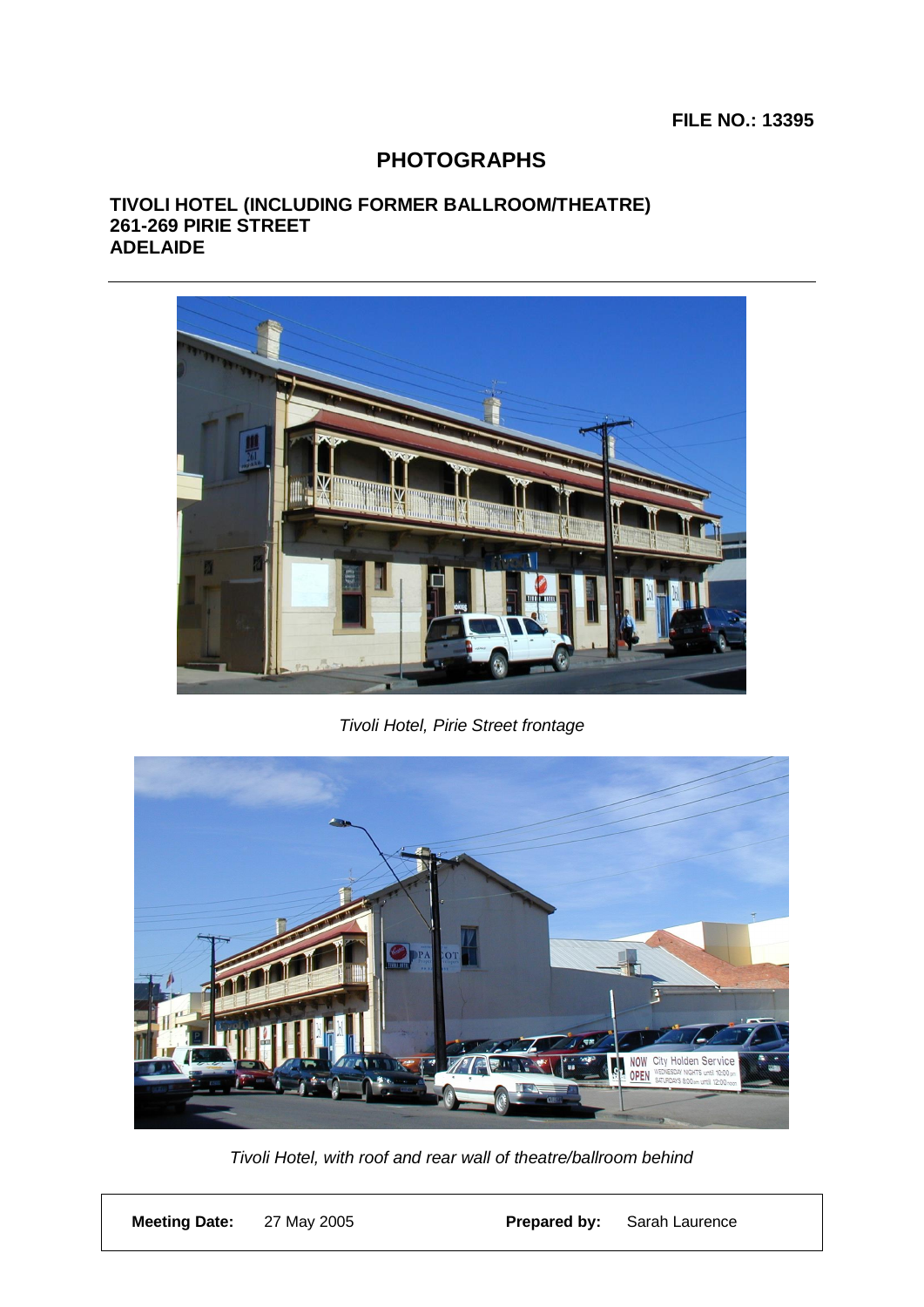**FILE NO.: 13395**

# PHOTOGRAPHS

**TIVOLI HOTEL (INCLUDING FORMER BALLROOM/THEATRE)**
**261-269 PIRIE STREET**
**ADELAIDE**

---

*Tivoli Hotel, Pirie Street frontage*

*Tivoli Hotel, with roof and rear wall of theatre/ballroom behind*

| **Meeting Date:** 27 May 2005 | **Prepared by:** Sarah Laurence |
|---|---|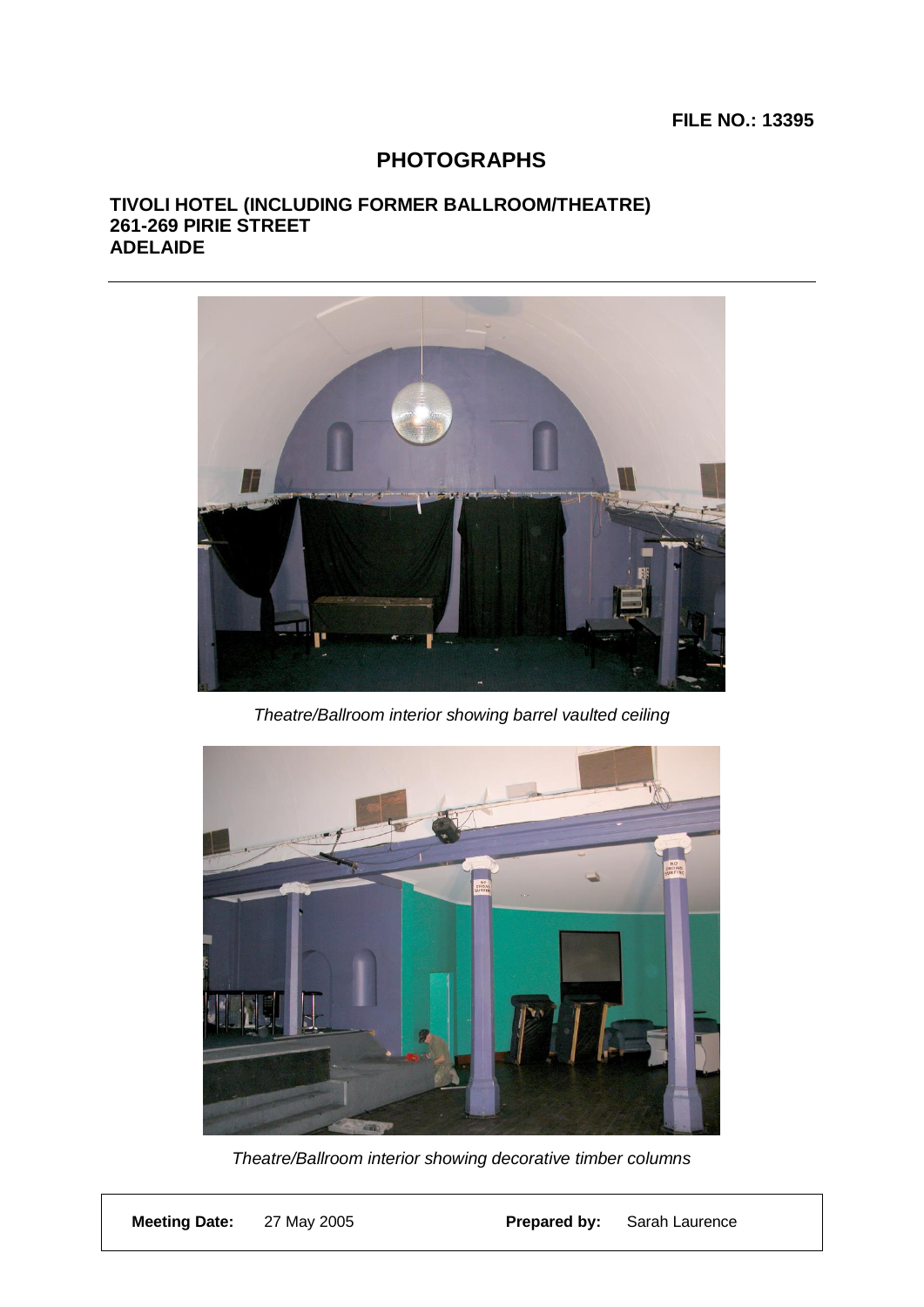FILE NO.: 13395

## PHOTOGRAPHS

**TIVOLI HOTEL (INCLUDING FORMER BALLROOM/THEATRE)**
**261-269 PIRIE STREET**
**ADELAIDE**

*Theatre/Ballroom interior showing barrel vaulted ceiling*

*Theatre/Ballroom interior showing decorative timber columns*

| | | | |
|---|---|---|---|
| **Meeting Date:** | 27 May 2005 | **Prepared by:** | Sarah Laurence |